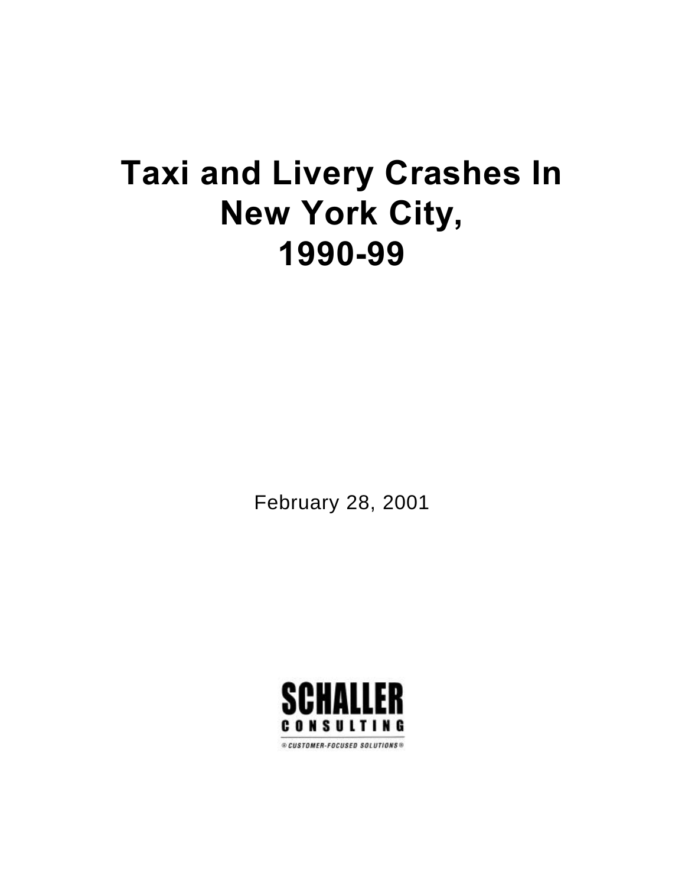# Taxi and Livery Crashes In New York City, 1990-99

February 28, 2001

SCHALLER
CONSULTING
® CUSTOMER-FOCUSED SOLUTIONS ®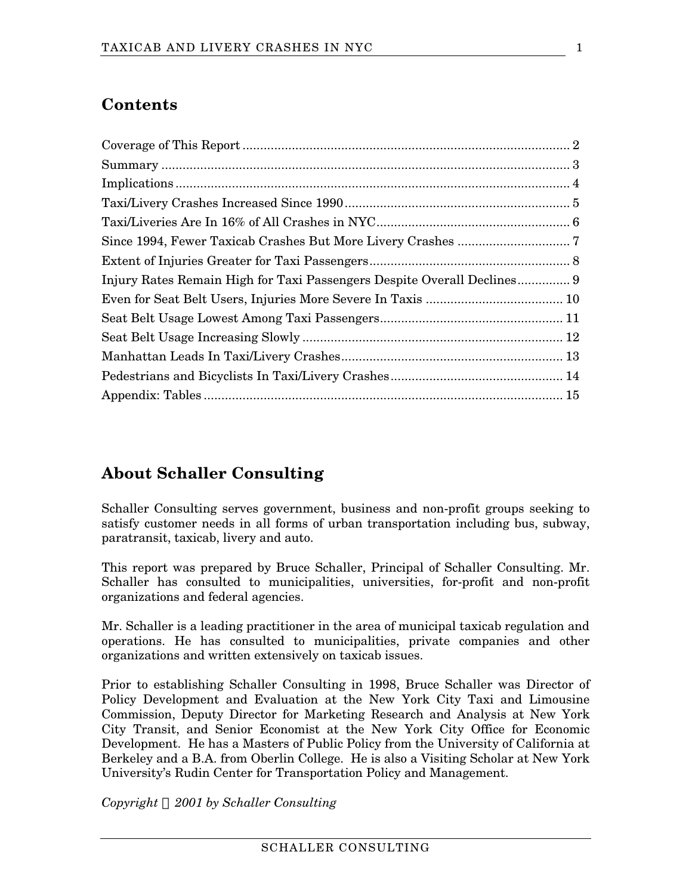## Contents

Coverage of This Report .......... 2
Summary .......... 3
Implications .......... 4
Taxi/Livery Crashes Increased Since 1990 .......... 5
Taxi/Liveries Are In 16% of All Crashes in NYC .......... 6
Since 1994, Fewer Taxicab Crashes But More Livery Crashes .......... 7
Extent of Injuries Greater for Taxi Passengers .......... 8
Injury Rates Remain High for Taxi Passengers Despite Overall Declines .......... 9
Even for Seat Belt Users, Injuries More Severe In Taxis .......... 10
Seat Belt Usage Lowest Among Taxi Passengers .......... 11
Seat Belt Usage Increasing Slowly .......... 12
Manhattan Leads In Taxi/Livery Crashes .......... 13
Pedestrians and Bicyclists In Taxi/Livery Crashes .......... 14
Appendix: Tables .......... 15

## About Schaller Consulting

Schaller Consulting serves government, business and non-profit groups seeking to satisfy customer needs in all forms of urban transportation including bus, subway, paratransit, taxicab, livery and auto.

This report was prepared by Bruce Schaller, Principal of Schaller Consulting. Mr. Schaller has consulted to municipalities, universities, for-profit and non-profit organizations and federal agencies.

Mr. Schaller is a leading practitioner in the area of municipal taxicab regulation and operations. He has consulted to municipalities, private companies and other organizations and written extensively on taxicab issues.

Prior to establishing Schaller Consulting in 1998, Bruce Schaller was Director of Policy Development and Evaluation at the New York City Taxi and Limousine Commission, Deputy Director for Marketing Research and Analysis at New York City Transit, and Senior Economist at the New York City Office for Economic Development. He has a Masters of Public Policy from the University of California at Berkeley and a B.A. from Oberlin College. He is also a Visiting Scholar at New York University's Rudin Center for Transportation Policy and Management.

*Copyright © 2001 by Schaller Consulting*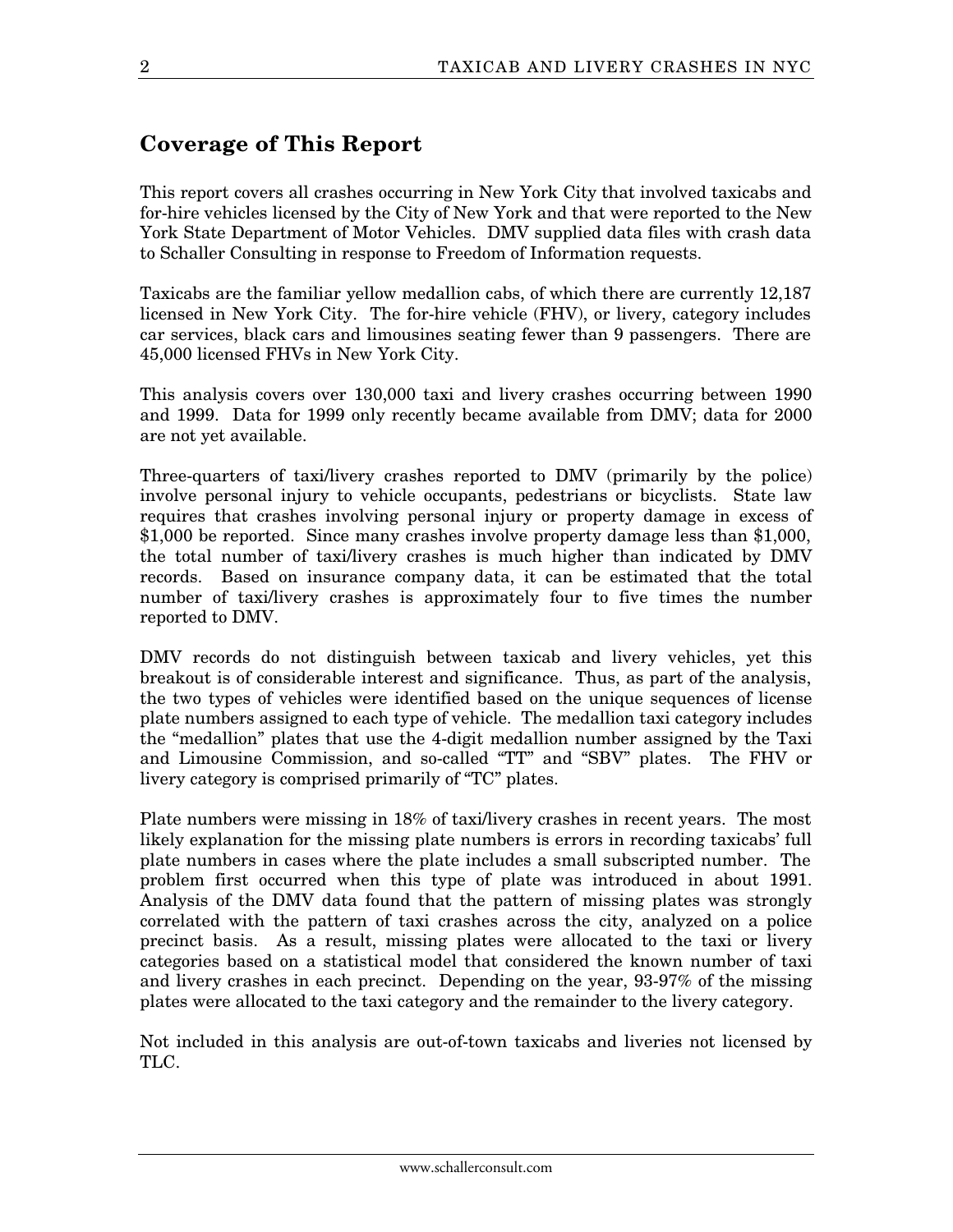## Coverage of This Report

This report covers all crashes occurring in New York City that involved taxicabs and for-hire vehicles licensed by the City of New York and that were reported to the New York State Department of Motor Vehicles. DMV supplied data files with crash data to Schaller Consulting in response to Freedom of Information requests.

Taxicabs are the familiar yellow medallion cabs, of which there are currently 12,187 licensed in New York City. The for-hire vehicle (FHV), or livery, category includes car services, black cars and limousines seating fewer than 9 passengers. There are 45,000 licensed FHVs in New York City.

This analysis covers over 130,000 taxi and livery crashes occurring between 1990 and 1999. Data for 1999 only recently became available from DMV; data for 2000 are not yet available.

Three-quarters of taxi/livery crashes reported to DMV (primarily by the police) involve personal injury to vehicle occupants, pedestrians or bicyclists. State law requires that crashes involving personal injury or property damage in excess of $1,000 be reported. Since many crashes involve property damage less than $1,000, the total number of taxi/livery crashes is much higher than indicated by DMV records. Based on insurance company data, it can be estimated that the total number of taxi/livery crashes is approximately four to five times the number reported to DMV.

DMV records do not distinguish between taxicab and livery vehicles, yet this breakout is of considerable interest and significance. Thus, as part of the analysis, the two types of vehicles were identified based on the unique sequences of license plate numbers assigned to each type of vehicle. The medallion taxi category includes the "medallion" plates that use the 4-digit medallion number assigned by the Taxi and Limousine Commission, and so-called "TT" and "SBV" plates. The FHV or livery category is comprised primarily of "TC" plates.

Plate numbers were missing in 18% of taxi/livery crashes in recent years. The most likely explanation for the missing plate numbers is errors in recording taxicabs' full plate numbers in cases where the plate includes a small subscripted number. The problem first occurred when this type of plate was introduced in about 1991. Analysis of the DMV data found that the pattern of missing plates was strongly correlated with the pattern of taxi crashes across the city, analyzed on a police precinct basis. As a result, missing plates were allocated to the taxi or livery categories based on a statistical model that considered the known number of taxi and livery crashes in each precinct. Depending on the year, 93-97% of the missing plates were allocated to the taxi category and the remainder to the livery category.

Not included in this analysis are out-of-town taxicabs and liveries not licensed by TLC.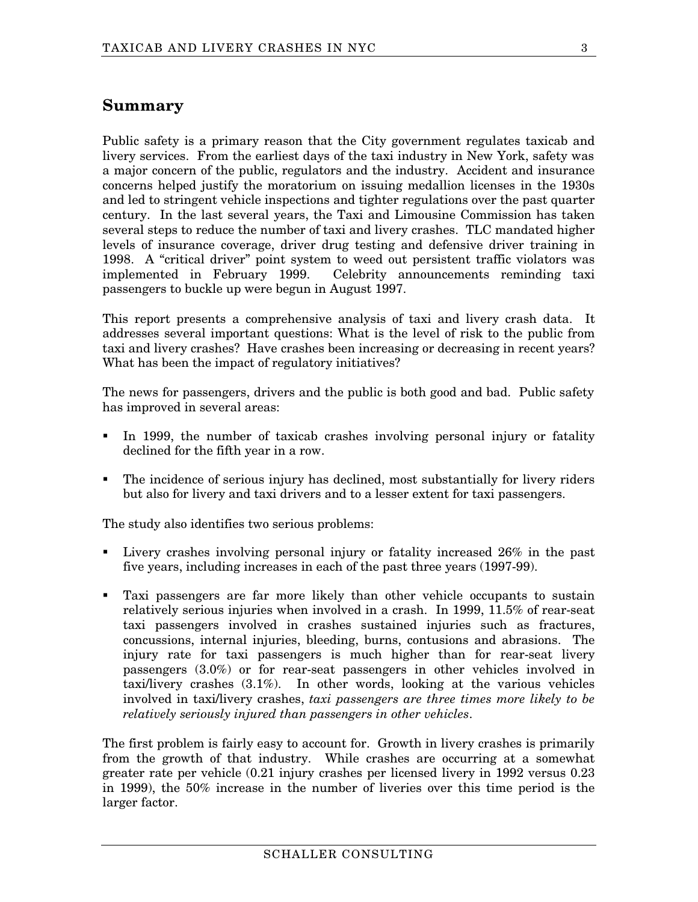## Summary

Public safety is a primary reason that the City government regulates taxicab and livery services. From the earliest days of the taxi industry in New York, safety was a major concern of the public, regulators and the industry. Accident and insurance concerns helped justify the moratorium on issuing medallion licenses in the 1930s and led to stringent vehicle inspections and tighter regulations over the past quarter century. In the last several years, the Taxi and Limousine Commission has taken several steps to reduce the number of taxi and livery crashes. TLC mandated higher levels of insurance coverage, driver drug testing and defensive driver training in 1998. A "critical driver" point system to weed out persistent traffic violators was implemented in February 1999. Celebrity announcements reminding taxi passengers to buckle up were begun in August 1997.

This report presents a comprehensive analysis of taxi and livery crash data. It addresses several important questions: What is the level of risk to the public from taxi and livery crashes? Have crashes been increasing or decreasing in recent years? What has been the impact of regulatory initiatives?

The news for passengers, drivers and the public is both good and bad. Public safety has improved in several areas:

- In 1999, the number of taxicab crashes involving personal injury or fatality declined for the fifth year in a row.
- The incidence of serious injury has declined, most substantially for livery riders but also for livery and taxi drivers and to a lesser extent for taxi passengers.

The study also identifies two serious problems:

- Livery crashes involving personal injury or fatality increased 26% in the past five years, including increases in each of the past three years (1997-99).
- Taxi passengers are far more likely than other vehicle occupants to sustain relatively serious injuries when involved in a crash. In 1999, 11.5% of rear-seat taxi passengers involved in crashes sustained injuries such as fractures, concussions, internal injuries, bleeding, burns, contusions and abrasions. The injury rate for taxi passengers is much higher than for rear-seat livery passengers (3.0%) or for rear-seat passengers in other vehicles involved in taxi/livery crashes (3.1%). In other words, looking at the various vehicles involved in taxi/livery crashes, *taxi passengers are three times more likely to be relatively seriously injured than passengers in other vehicles*.

The first problem is fairly easy to account for. Growth in livery crashes is primarily from the growth of that industry. While crashes are occurring at a somewhat greater rate per vehicle (0.21 injury crashes per licensed livery in 1992 versus 0.23 in 1999), the 50% increase in the number of liveries over this time period is the larger factor.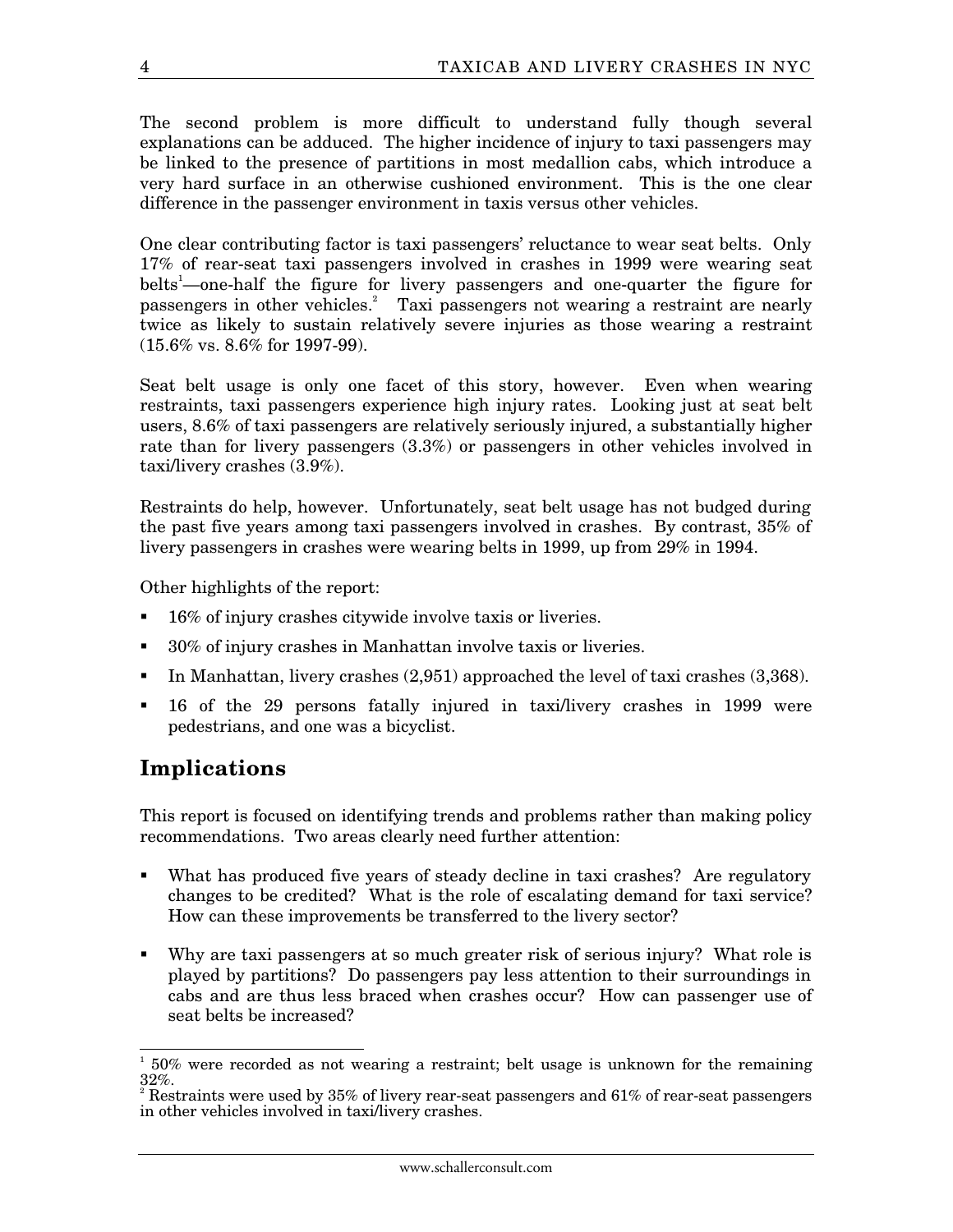The second problem is more difficult to understand fully though several explanations can be adduced. The higher incidence of injury to taxi passengers may be linked to the presence of partitions in most medallion cabs, which introduce a very hard surface in an otherwise cushioned environment. This is the one clear difference in the passenger environment in taxis versus other vehicles.

One clear contributing factor is taxi passengers' reluctance to wear seat belts. Only 17% of rear-seat taxi passengers involved in crashes in 1999 were wearing seat belts[1]—one-half the figure for livery passengers and one-quarter the figure for passengers in other vehicles.[2] Taxi passengers not wearing a restraint are nearly twice as likely to sustain relatively severe injuries as those wearing a restraint (15.6% vs. 8.6% for 1997-99).

Seat belt usage is only one facet of this story, however. Even when wearing restraints, taxi passengers experience high injury rates. Looking just at seat belt users, 8.6% of taxi passengers are relatively seriously injured, a substantially higher rate than for livery passengers (3.3%) or passengers in other vehicles involved in taxi/livery crashes (3.9%).

Restraints do help, however. Unfortunately, seat belt usage has not budged during the past five years among taxi passengers involved in crashes. By contrast, 35% of livery passengers in crashes were wearing belts in 1999, up from 29% in 1994.

Other highlights of the report:

- 16% of injury crashes citywide involve taxis or liveries.
- 30% of injury crashes in Manhattan involve taxis or liveries.
- In Manhattan, livery crashes (2,951) approached the level of taxi crashes (3,368).
- 16 of the 29 persons fatally injured in taxi/livery crashes in 1999 were pedestrians, and one was a bicyclist.

## Implications

This report is focused on identifying trends and problems rather than making policy recommendations. Two areas clearly need further attention:

- What has produced five years of steady decline in taxi crashes? Are regulatory changes to be credited? What is the role of escalating demand for taxi service? How can these improvements be transferred to the livery sector?
- Why are taxi passengers at so much greater risk of serious injury? What role is played by partitions? Do passengers pay less attention to their surroundings in cabs and are thus less braced when crashes occur? How can passenger use of seat belts be increased?

---

[1] 50% were recorded as not wearing a restraint; belt usage is unknown for the remaining 32%.

[2] Restraints were used by 35% of livery rear-seat passengers and 61% of rear-seat passengers in other vehicles involved in taxi/livery crashes.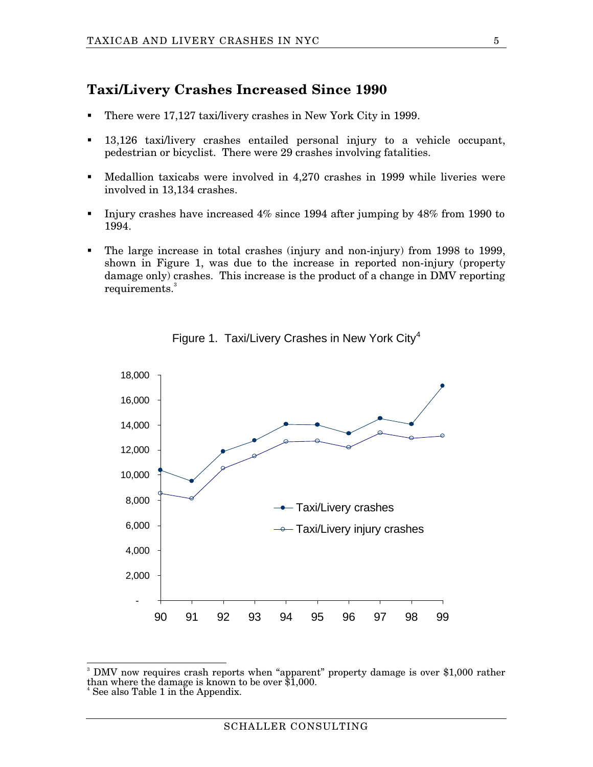## Taxi/Livery Crashes Increased Since 1990

- There were 17,127 taxi/livery crashes in New York City in 1999.
- 13,126 taxi/livery crashes entailed personal injury to a vehicle occupant, pedestrian or bicyclist. There were 29 crashes involving fatalities.
- Medallion taxicabs were involved in 4,270 crashes in 1999 while liveries were involved in 13,134 crashes.
- Injury crashes have increased 4% since 1994 after jumping by 48% from 1990 to 1994.
- The large increase in total crashes (injury and non-injury) from 1998 to 1999, shown in Figure 1, was due to the increase in reported non-injury (property damage only) crashes. This increase is the product of a change in DMV reporting requirements.[3]

Figure 1. Taxi/Livery Crashes in New York City[4]

[3] DMV now requires crash reports when "apparent" property damage is over $1,000 rather than where the damage is known to be over $1,000.

[4] See also Table 1 in the Appendix.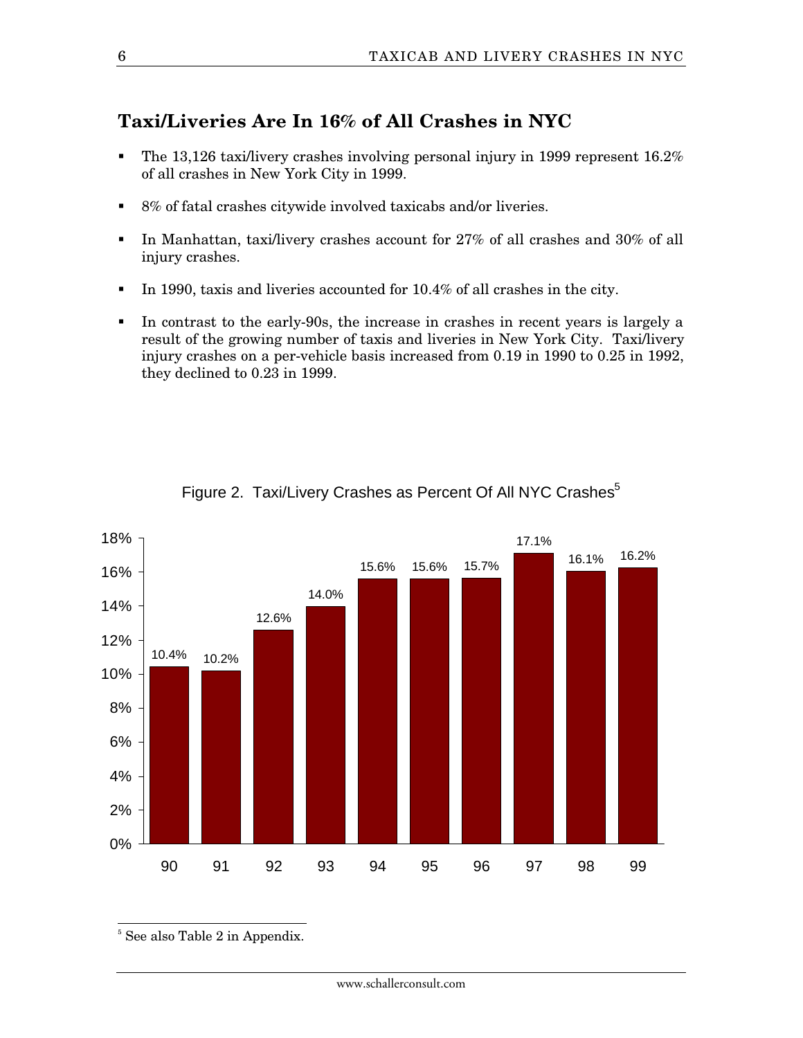## Taxi/Liveries Are In 16% of All Crashes in NYC

- The 13,126 taxi/livery crashes involving personal injury in 1999 represent 16.2% of all crashes in New York City in 1999.
- 8% of fatal crashes citywide involved taxicabs and/or liveries.
- In Manhattan, taxi/livery crashes account for 27% of all crashes and 30% of all injury crashes.
- In 1990, taxis and liveries accounted for 10.4% of all crashes in the city.
- In contrast to the early-90s, the increase in crashes in recent years is largely a result of the growing number of taxis and liveries in New York City. Taxi/livery injury crashes on a per-vehicle basis increased from 0.19 in 1990 to 0.25 in 1992, they declined to 0.23 in 1999.

Figure 2. Taxi/Livery Crashes as Percent Of All NYC Crashes[5]

| Year | Percent |
|---|---|
| 90 | 10.4% |
| 91 | 10.2% |
| 92 | 12.6% |
| 93 | 14.0% |
| 94 | 15.6% |
| 95 | 15.6% |
| 96 | 15.7% |
| 97 | 17.1% |
| 98 | 16.1% |
| 99 | 16.2% |

[5] See also Table 2 in Appendix.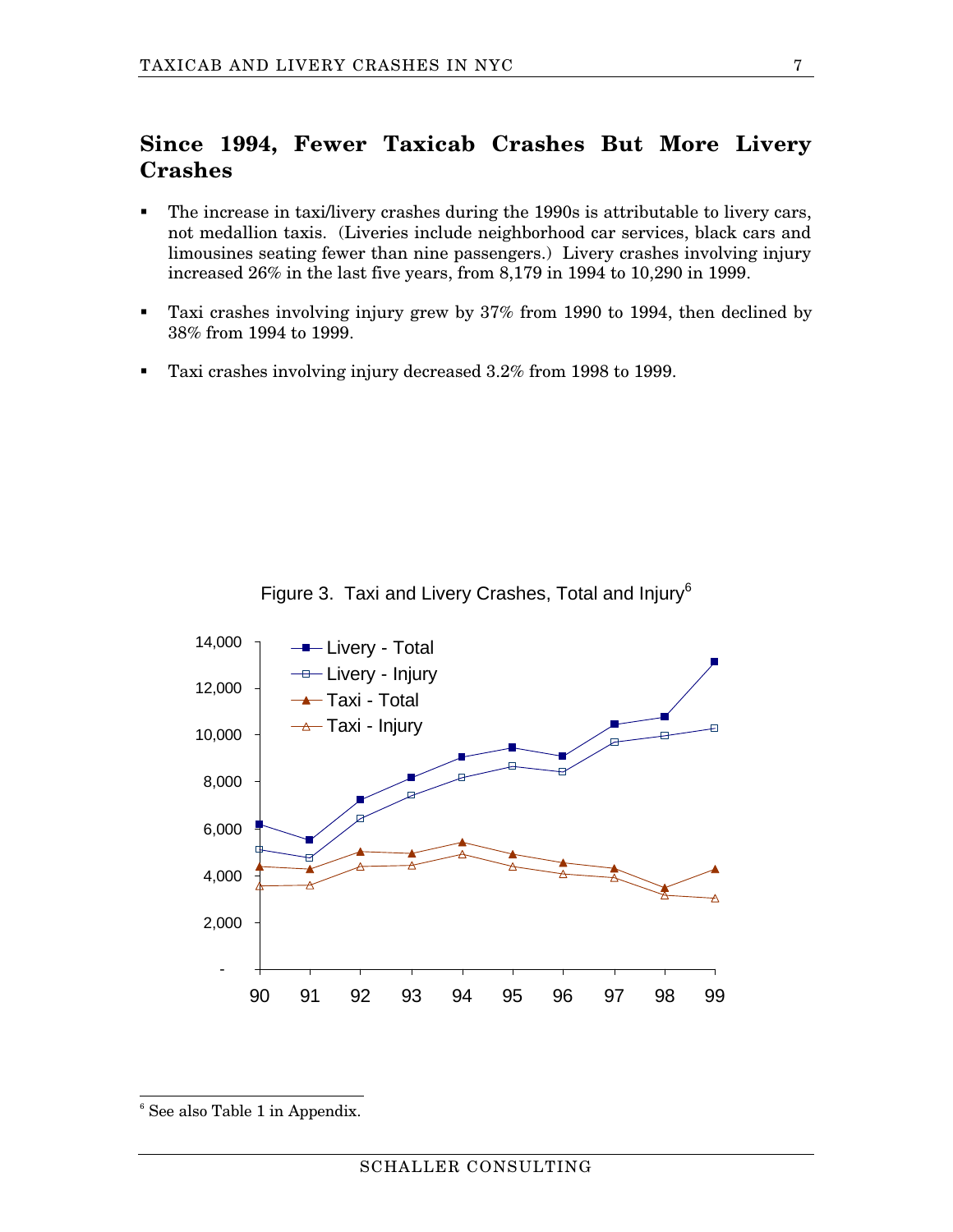## Since 1994, Fewer Taxicab Crashes But More Livery Crashes

- The increase in taxi/livery crashes during the 1990s is attributable to livery cars, not medallion taxis. (Liveries include neighborhood car services, black cars and limousines seating fewer than nine passengers.) Livery crashes involving injury increased 26% in the last five years, from 8,179 in 1994 to 10,290 in 1999.
- Taxi crashes involving injury grew by 37% from 1990 to 1994, then declined by 38% from 1994 to 1999.
- Taxi crashes involving injury decreased 3.2% from 1998 to 1999.

Figure 3. Taxi and Livery Crashes, Total and Injury[6]

[6] See also Table 1 in Appendix.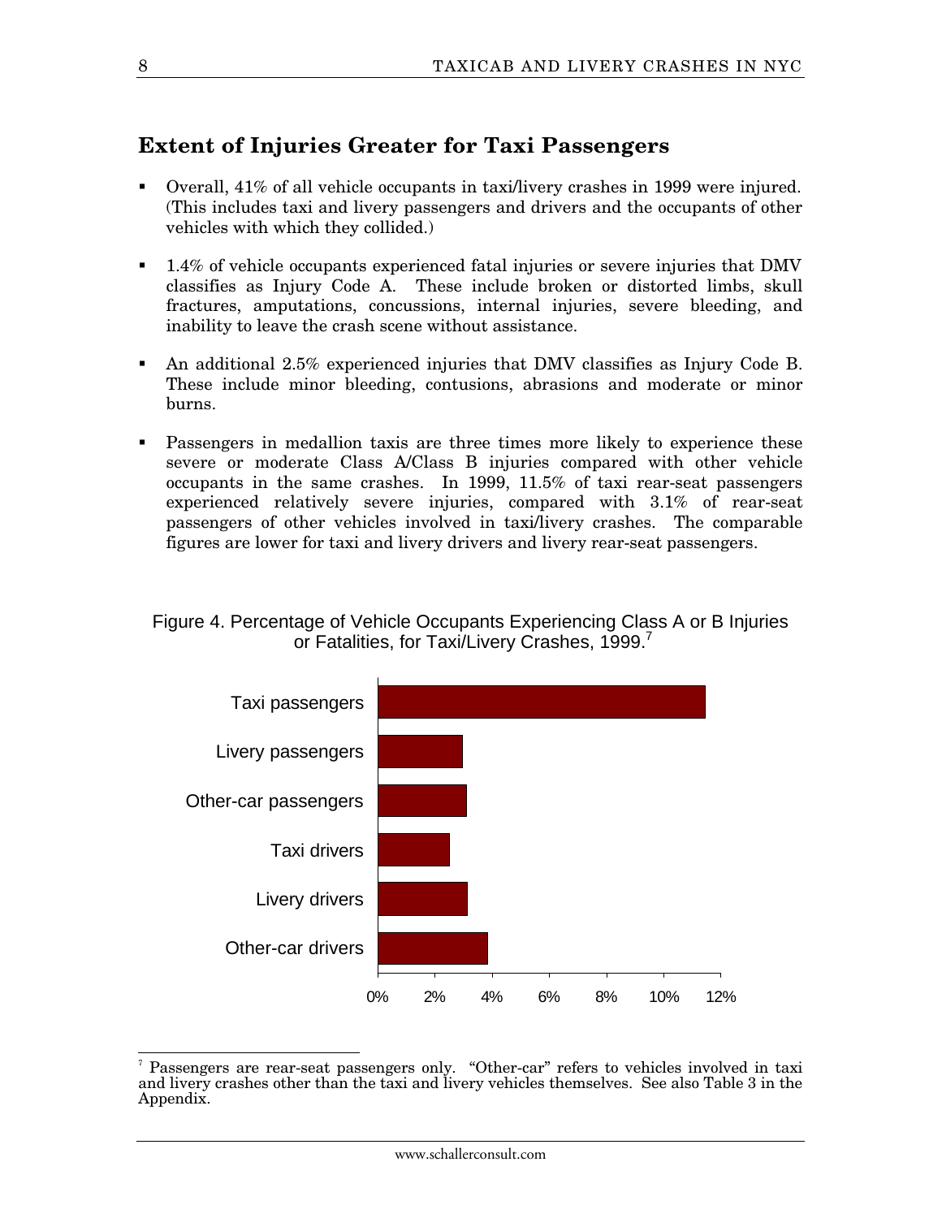## Extent of Injuries Greater for Taxi Passengers

- Overall, 41% of all vehicle occupants in taxi/livery crashes in 1999 were injured. (This includes taxi and livery passengers and drivers and the occupants of other vehicles with which they collided.)
- 1.4% of vehicle occupants experienced fatal injuries or severe injuries that DMV classifies as Injury Code A. These include broken or distorted limbs, skull fractures, amputations, concussions, internal injuries, severe bleeding, and inability to leave the crash scene without assistance.
- An additional 2.5% experienced injuries that DMV classifies as Injury Code B. These include minor bleeding, contusions, abrasions and moderate or minor burns.
- Passengers in medallion taxis are three times more likely to experience these severe or moderate Class A/Class B injuries compared with other vehicle occupants in the same crashes. In 1999, 11.5% of taxi rear-seat passengers experienced relatively severe injuries, compared with 3.1% of rear-seat passengers of other vehicles involved in taxi/livery crashes. The comparable figures are lower for taxi and livery drivers and livery rear-seat passengers.

Figure 4. Percentage of Vehicle Occupants Experiencing Class A or B Injuries or Fatalities, for Taxi/Livery Crashes, 1999.[7]

Taxi passengers | Livery passengers | Other-car passengers | Taxi drivers | Livery drivers | Other-car drivers

0% 2% 4% 6% 8% 10% 12%

[7] Passengers are rear-seat passengers only. "Other-car" refers to vehicles involved in taxi and livery crashes other than the taxi and livery vehicles themselves. See also Table 3 in the Appendix.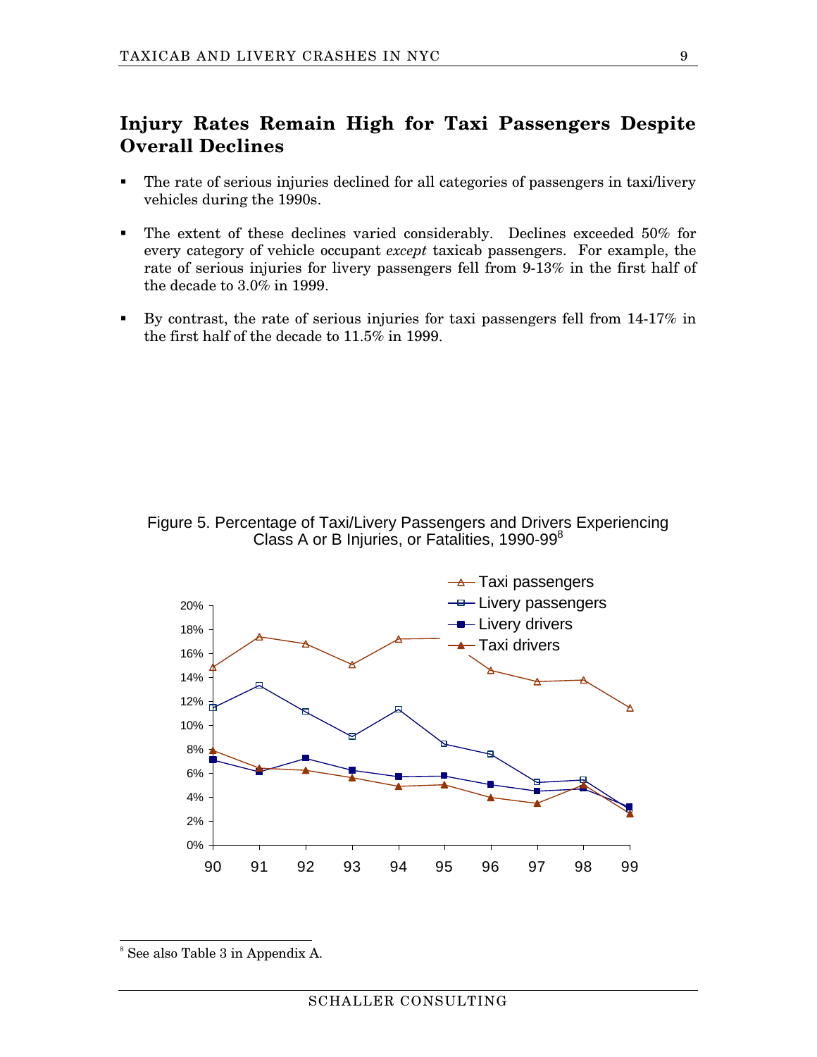## Injury Rates Remain High for Taxi Passengers Despite Overall Declines

- The rate of serious injuries declined for all categories of passengers in taxi/livery vehicles during the 1990s.
- The extent of these declines varied considerably. Declines exceeded 50% for every category of vehicle occupant *except* taxicab passengers. For example, the rate of serious injuries for livery passengers fell from 9-13% in the first half of the decade to 3.0% in 1999.
- By contrast, the rate of serious injuries for taxi passengers fell from 14-17% in the first half of the decade to 11.5% in 1999.

Figure 5. Percentage of Taxi/Livery Passengers and Drivers Experiencing Class A or B Injuries, or Fatalities, 1990-99[8]

[8] See also Table 3 in Appendix A.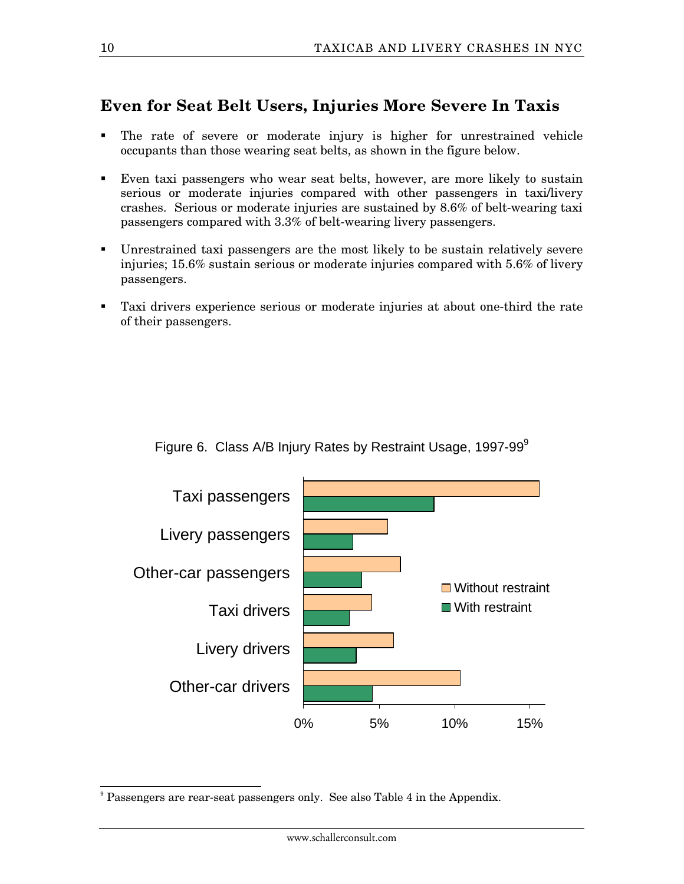## Even for Seat Belt Users, Injuries More Severe In Taxis

- The rate of severe or moderate injury is higher for unrestrained vehicle occupants than those wearing seat belts, as shown in the figure below.

- Even taxi passengers who wear seat belts, however, are more likely to sustain serious or moderate injuries compared with other passengers in taxi/livery crashes. Serious or moderate injuries are sustained by 8.6% of belt-wearing taxi passengers compared with 3.3% of belt-wearing livery passengers.

- Unrestrained taxi passengers are the most likely to be sustain relatively severe injuries; 15.6% sustain serious or moderate injuries compared with 5.6% of livery passengers.

- Taxi drivers experience serious or moderate injuries at about one-third the rate of their passengers.

Figure 6. Class A/B Injury Rates by Restraint Usage, 1997-99[9]

[9] Passengers are rear-seat passengers only. See also Table 4 in the Appendix.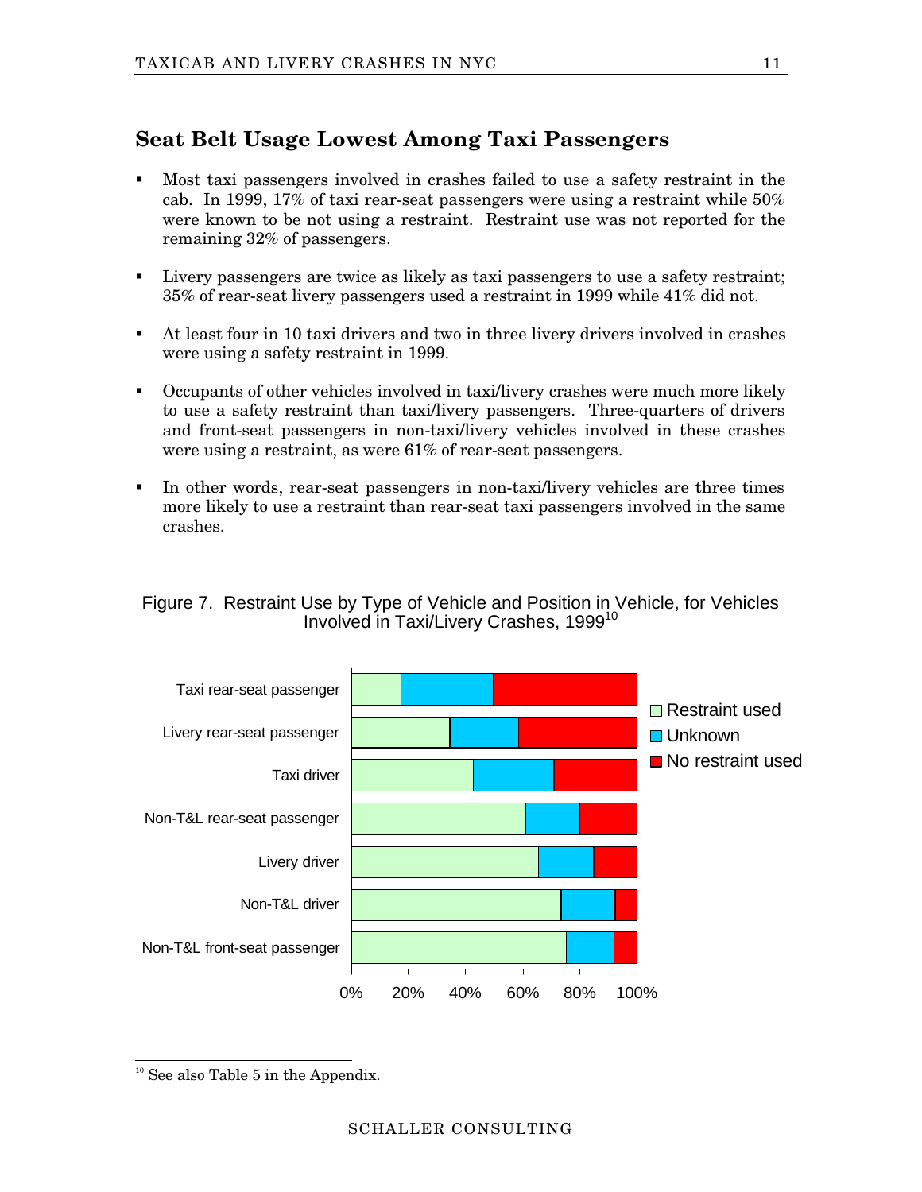## Seat Belt Usage Lowest Among Taxi Passengers

- Most taxi passengers involved in crashes failed to use a safety restraint in the cab. In 1999, 17% of taxi rear-seat passengers were using a restraint while 50% were known to be not using a restraint. Restraint use was not reported for the remaining 32% of passengers.
- Livery passengers are twice as likely as taxi passengers to use a safety restraint; 35% of rear-seat livery passengers used a restraint in 1999 while 41% did not.
- At least four in 10 taxi drivers and two in three livery drivers involved in crashes were using a safety restraint in 1999.
- Occupants of other vehicles involved in taxi/livery crashes were much more likely to use a safety restraint than taxi/livery passengers. Three-quarters of drivers and front-seat passengers in non-taxi/livery vehicles involved in these crashes were using a restraint, as were 61% of rear-seat passengers.
- In other words, rear-seat passengers in non-taxi/livery vehicles are three times more likely to use a restraint than rear-seat taxi passengers involved in the same crashes.

Figure 7. Restraint Use by Type of Vehicle and Position in Vehicle, for Vehicles Involved in Taxi/Livery Crashes, 1999[10]

Taxi rear-seat passenger
Livery rear-seat passenger
Taxi driver
Non-T&L rear-seat passenger
Livery driver
Non-T&L driver
Non-T&L front-seat passenger

Restraint used
Unknown
No restraint used

0% 20% 40% 60% 80% 100%

[10] See also Table 5 in the Appendix.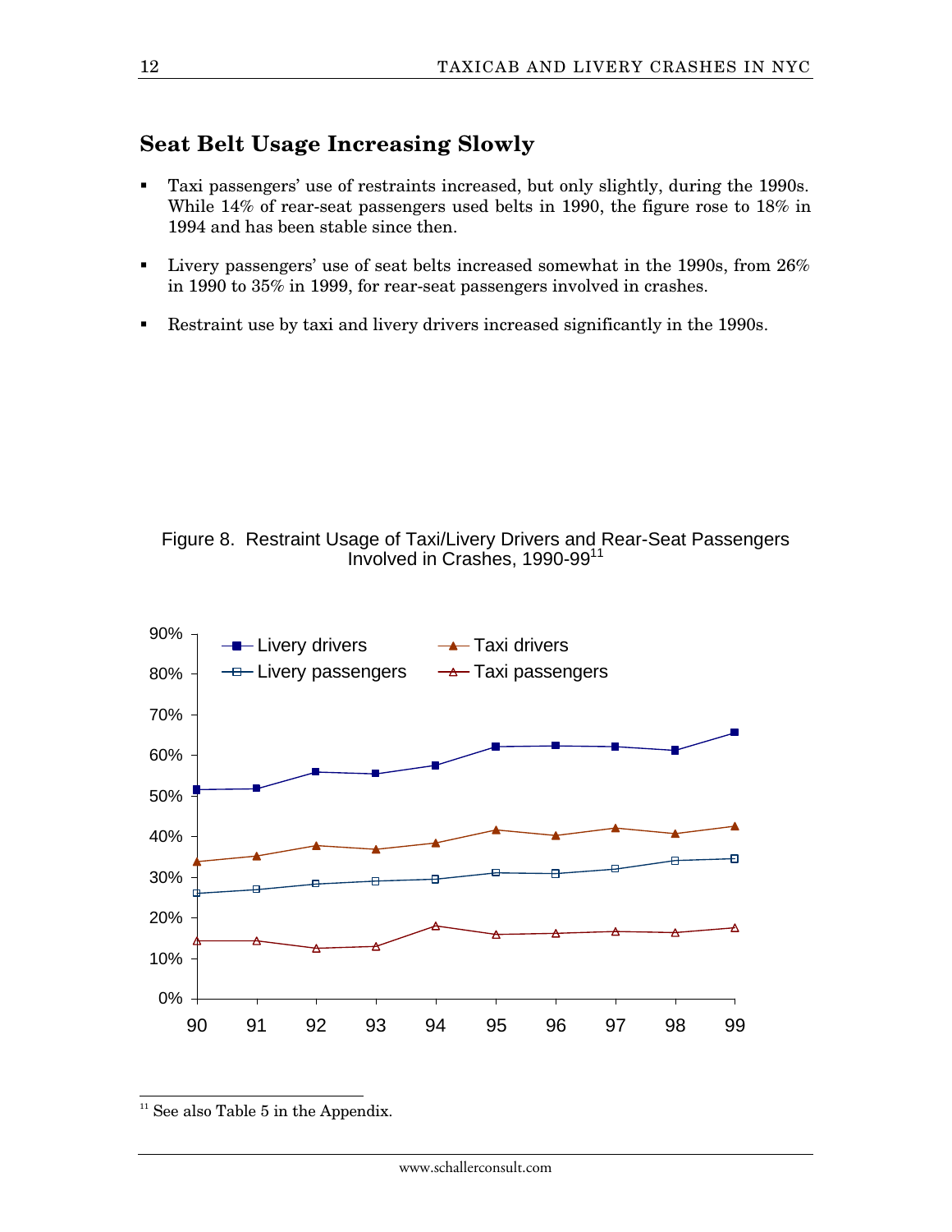## Seat Belt Usage Increasing Slowly

- Taxi passengers' use of restraints increased, but only slightly, during the 1990s. While 14% of rear-seat passengers used belts in 1990, the figure rose to 18% in 1994 and has been stable since then.
- Livery passengers' use of seat belts increased somewhat in the 1990s, from 26% in 1990 to 35% in 1999, for rear-seat passengers involved in crashes.
- Restraint use by taxi and livery drivers increased significantly in the 1990s.

Figure 8. Restraint Usage of Taxi/Livery Drivers and Rear-Seat Passengers Involved in Crashes, 1990-99[11]

[11] See also Table 5 in the Appendix.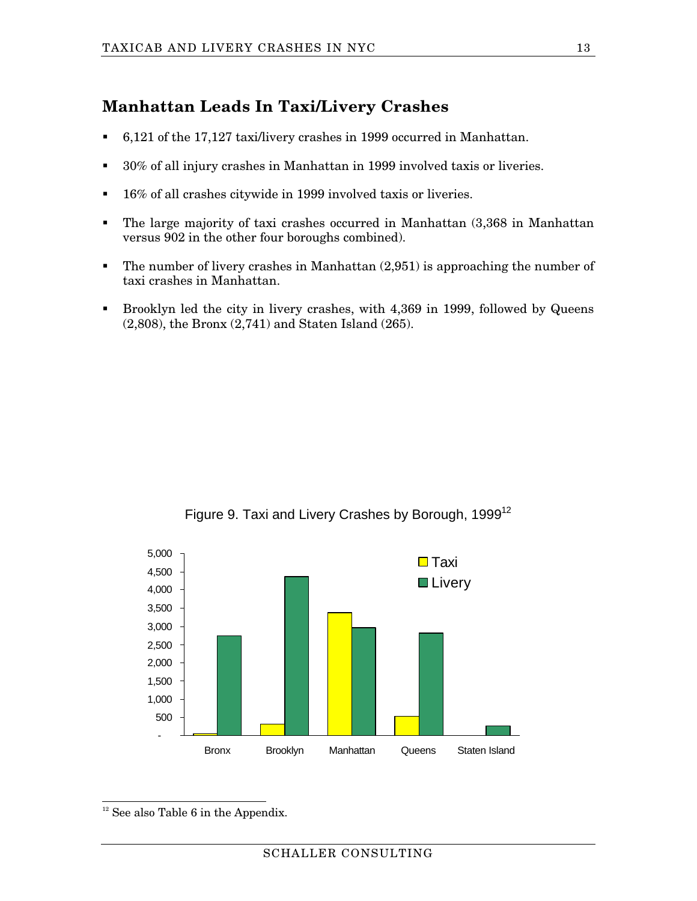## Manhattan Leads In Taxi/Livery Crashes

- 6,121 of the 17,127 taxi/livery crashes in 1999 occurred in Manhattan.
- 30% of all injury crashes in Manhattan in 1999 involved taxis or liveries.
- 16% of all crashes citywide in 1999 involved taxis or liveries.
- The large majority of taxi crashes occurred in Manhattan (3,368 in Manhattan versus 902 in the other four boroughs combined).
- The number of livery crashes in Manhattan (2,951) is approaching the number of taxi crashes in Manhattan.
- Brooklyn led the city in livery crashes, with 4,369 in 1999, followed by Queens (2,808), the Bronx (2,741) and Staten Island (265).

Figure 9. Taxi and Livery Crashes by Borough, 1999[12]

[12] See also Table 6 in the Appendix.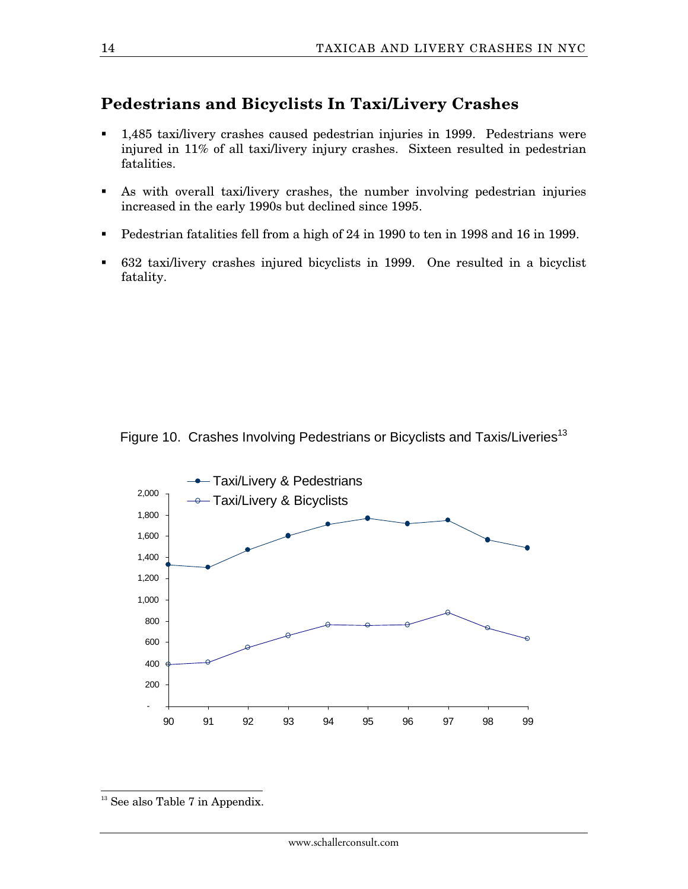## Pedestrians and Bicyclists In Taxi/Livery Crashes

- 1,485 taxi/livery crashes caused pedestrian injuries in 1999. Pedestrians were injured in 11% of all taxi/livery injury crashes. Sixteen resulted in pedestrian fatalities.
- As with overall taxi/livery crashes, the number involving pedestrian injuries increased in the early 1990s but declined since 1995.
- Pedestrian fatalities fell from a high of 24 in 1990 to ten in 1998 and 16 in 1999.
- 632 taxi/livery crashes injured bicyclists in 1999. One resulted in a bicyclist fatality.

Figure 10. Crashes Involving Pedestrians or Bicyclists and Taxis/Liveries[13]

[13] See also Table 7 in Appendix.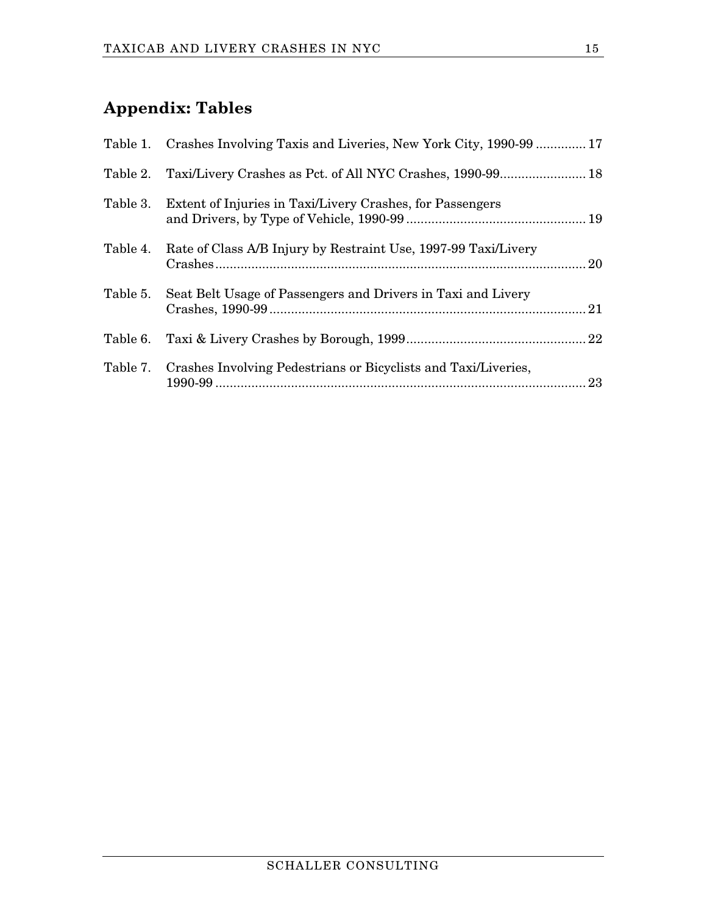# Appendix: Tables

Table 1. Crashes Involving Taxis and Liveries, New York City, 1990-99 ............. 17

Table 2. Taxi/Livery Crashes as Pct. of All NYC Crashes, 1990-99........................ 18

Table 3. Extent of Injuries in Taxi/Livery Crashes, for Passengers and Drivers, by Type of Vehicle, 1990-99 .................................................. 19

Table 4. Rate of Class A/B Injury by Restraint Use, 1997-99 Taxi/Livery Crashes....................................................................................................... 20

Table 5. Seat Belt Usage of Passengers and Drivers in Taxi and Livery Crashes, 1990-99........................................................................................ 21

Table 6. Taxi & Livery Crashes by Borough, 1999.................................................. 22

Table 7. Crashes Involving Pedestrians or Bicyclists and Taxi/Liveries, 1990-99 ....................................................................................................... 23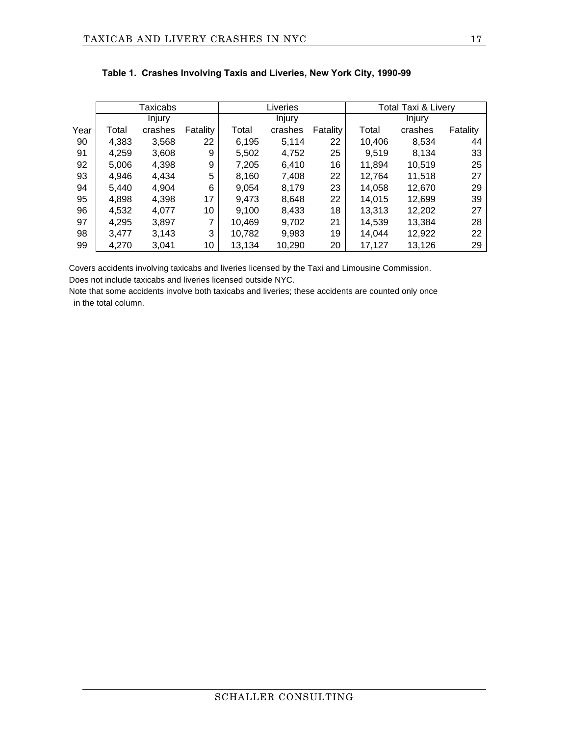**Table 1. Crashes Involving Taxis and Liveries, New York City, 1990-99**

| | Taxicabs | | | Liveries | | | Total Taxi & Livery | | |
|---|---|---|---|---|---|---|---|---|---|
| Year | Total | Injury crashes | Fatality | Total | Injury crashes | Fatality | Total | Injury crashes | Fatality |
| 90 | 4,383 | 3,568 | 22 | 6,195 | 5,114 | 22 | 10,406 | 8,534 | 44 |
| 91 | 4,259 | 3,608 | 9 | 5,502 | 4,752 | 25 | 9,519 | 8,134 | 33 |
| 92 | 5,006 | 4,398 | 9 | 7,205 | 6,410 | 16 | 11,894 | 10,519 | 25 |
| 93 | 4,946 | 4,434 | 5 | 8,160 | 7,408 | 22 | 12,764 | 11,518 | 27 |
| 94 | 5,440 | 4,904 | 6 | 9,054 | 8,179 | 23 | 14,058 | 12,670 | 29 |
| 95 | 4,898 | 4,398 | 17 | 9,473 | 8,648 | 22 | 14,015 | 12,699 | 39 |
| 96 | 4,532 | 4,077 | 10 | 9,100 | 8,433 | 18 | 13,313 | 12,202 | 27 |
| 97 | 4,295 | 3,897 | 7 | 10,469 | 9,702 | 21 | 14,539 | 13,384 | 28 |
| 98 | 3,477 | 3,143 | 3 | 10,782 | 9,983 | 19 | 14,044 | 12,922 | 22 |
| 99 | 4,270 | 3,041 | 10 | 13,134 | 10,290 | 20 | 17,127 | 13,126 | 29 |

Covers accidents involving taxicabs and liveries licensed by the Taxi and Limousine Commission.
Does not include taxicabs and liveries licensed outside NYC.
Note that some accidents involve both taxicabs and liveries; these accidents are counted only once in the total column.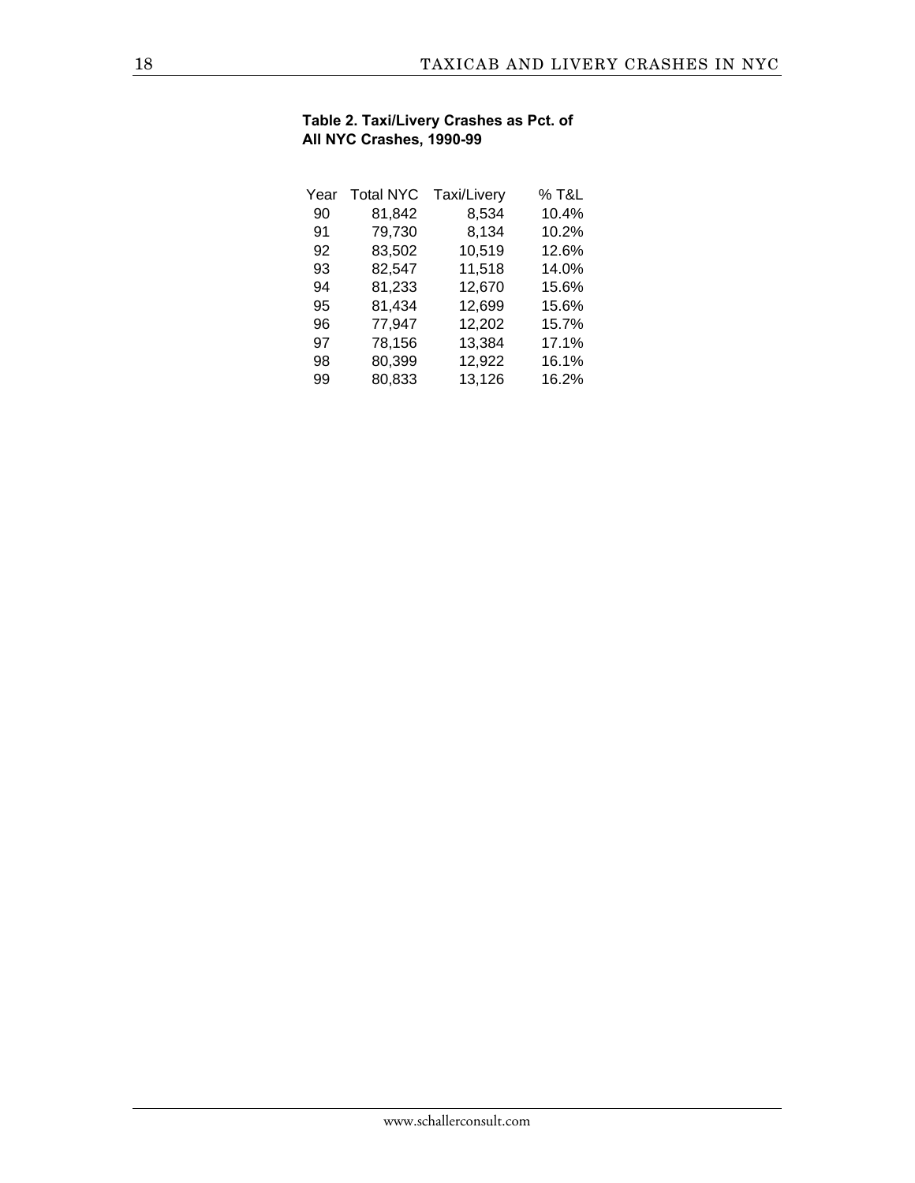**Table 2. Taxi/Livery Crashes as Pct. of All NYC Crashes, 1990-99**

| Year | Total NYC | Taxi/Livery | % T&L |
|---|---|---|---|
| 90 | 81,842 | 8,534 | 10.4% |
| 91 | 79,730 | 8,134 | 10.2% |
| 92 | 83,502 | 10,519 | 12.6% |
| 93 | 82,547 | 11,518 | 14.0% |
| 94 | 81,233 | 12,670 | 15.6% |
| 95 | 81,434 | 12,699 | 15.6% |
| 96 | 77,947 | 12,202 | 15.7% |
| 97 | 78,156 | 13,384 | 17.1% |
| 98 | 80,399 | 12,922 | 16.1% |
| 99 | 80,833 | 13,126 | 16.2% |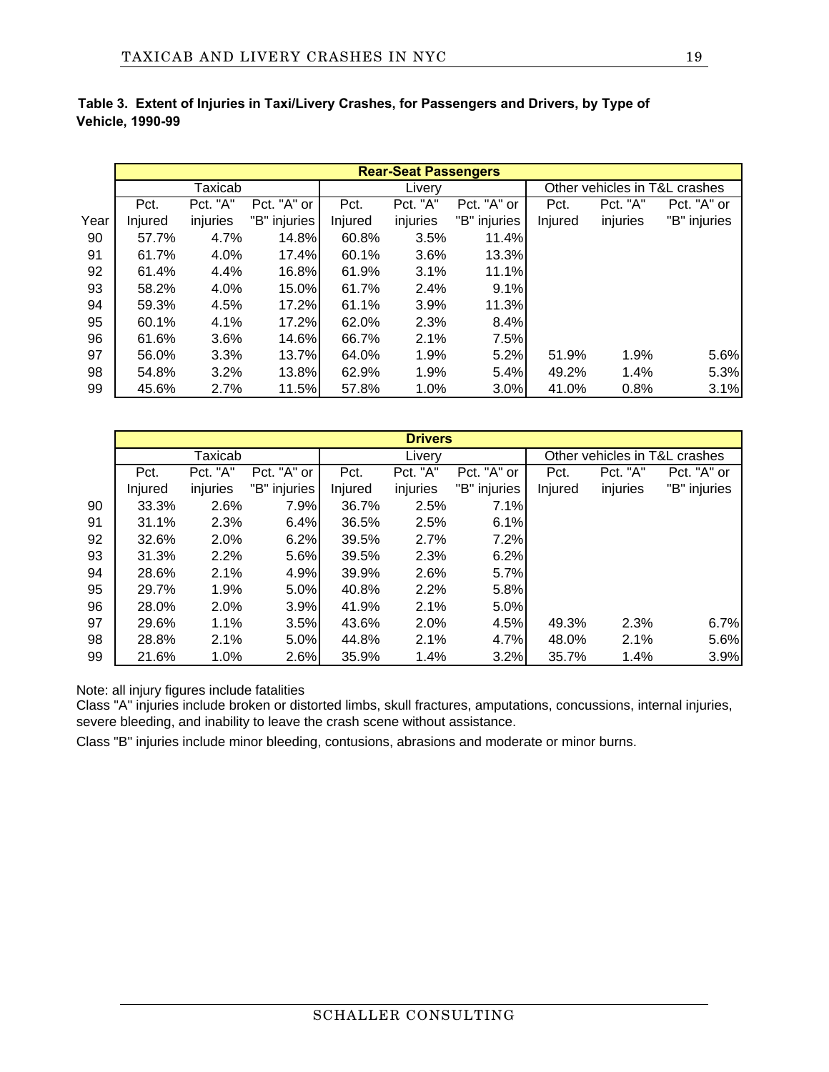**Table 3. Extent of Injuries in Taxi/Livery Crashes, for Passengers and Drivers, by Type of Vehicle, 1990-99**

| | Rear-Seat Passengers | | | | | | | | |
|---|---|---|---|---|---|---|---|---|---|
| | Taxicab | | | Livery | | | Other vehicles in T&L crashes | | |
| Year | Pct. Injured | Pct. "A" injuries | Pct. "A" or "B" injuries | Pct. Injured | Pct. "A" injuries | Pct. "A" or "B" injuries | Pct. Injured | Pct. "A" injuries | Pct. "A" or "B" injuries |
| 90 | 57.7% | 4.7% | 14.8% | 60.8% | 3.5% | 11.4% | | | |
| 91 | 61.7% | 4.0% | 17.4% | 60.1% | 3.6% | 13.3% | | | |
| 92 | 61.4% | 4.4% | 16.8% | 61.9% | 3.1% | 11.1% | | | |
| 93 | 58.2% | 4.0% | 15.0% | 61.7% | 2.4% | 9.1% | | | |
| 94 | 59.3% | 4.5% | 17.2% | 61.1% | 3.9% | 11.3% | | | |
| 95 | 60.1% | 4.1% | 17.2% | 62.0% | 2.3% | 8.4% | | | |
| 96 | 61.6% | 3.6% | 14.6% | 66.7% | 2.1% | 7.5% | | | |
| 97 | 56.0% | 3.3% | 13.7% | 64.0% | 1.9% | 5.2% | 51.9% | 1.9% | 5.6% |
| 98 | 54.8% | 3.2% | 13.8% | 62.9% | 1.9% | 5.4% | 49.2% | 1.4% | 5.3% |
| 99 | 45.6% | 2.7% | 11.5% | 57.8% | 1.0% | 3.0% | 41.0% | 0.8% | 3.1% |

| | Drivers | | | | | | | | |
|---|---|---|---|---|---|---|---|---|---|
| | Taxicab | | | Livery | | | Other vehicles in T&L crashes | | |
| | Pct. Injured | Pct. "A" injuries | Pct. "A" or "B" injuries | Pct. Injured | Pct. "A" injuries | Pct. "A" or "B" injuries | Pct. Injured | Pct. "A" injuries | Pct. "A" or "B" injuries |
| 90 | 33.3% | 2.6% | 7.9% | 36.7% | 2.5% | 7.1% | | | |
| 91 | 31.1% | 2.3% | 6.4% | 36.5% | 2.5% | 6.1% | | | |
| 92 | 32.6% | 2.0% | 6.2% | 39.5% | 2.7% | 7.2% | | | |
| 93 | 31.3% | 2.2% | 5.6% | 39.5% | 2.3% | 6.2% | | | |
| 94 | 28.6% | 2.1% | 4.9% | 39.9% | 2.6% | 5.7% | | | |
| 95 | 29.7% | 1.9% | 5.0% | 40.8% | 2.2% | 5.8% | | | |
| 96 | 28.0% | 2.0% | 3.9% | 41.9% | 2.1% | 5.0% | | | |
| 97 | 29.6% | 1.1% | 3.5% | 43.6% | 2.0% | 4.5% | 49.3% | 2.3% | 6.7% |
| 98 | 28.8% | 2.1% | 5.0% | 44.8% | 2.1% | 4.7% | 48.0% | 2.1% | 5.6% |
| 99 | 21.6% | 1.0% | 2.6% | 35.9% | 1.4% | 3.2% | 35.7% | 1.4% | 3.9% |

Note: all injury figures include fatalities

Class "A" injuries include broken or distorted limbs, skull fractures, amputations, concussions, internal injuries, severe bleeding, and inability to leave the crash scene without assistance.

Class "B" injuries include minor bleeding, contusions, abrasions and moderate or minor burns.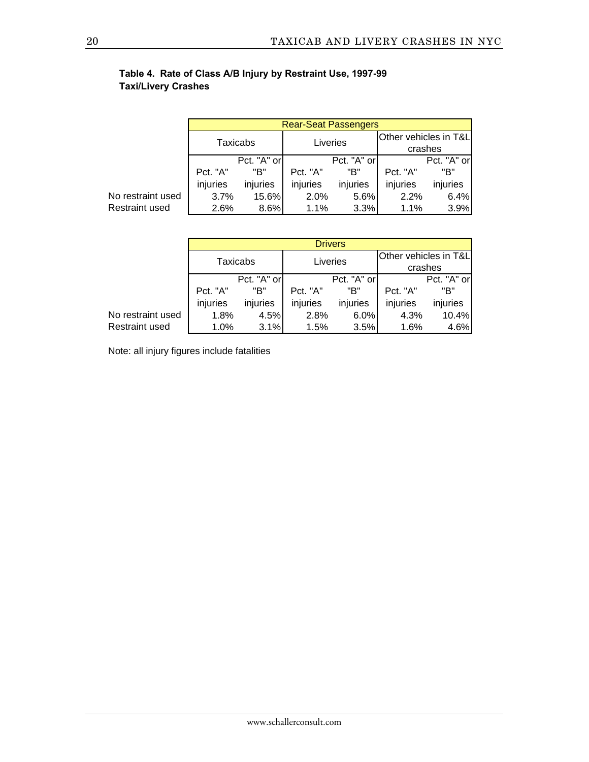**Table 4. Rate of Class A/B Injury by Restraint Use, 1997-99**
**Taxi/Livery Crashes**

| | Rear-Seat Passengers | | | | | |
|---|---|---|---|---|---|---|
| | Taxicabs | | Liveries | | Other vehicles in T&L crashes | |
| | Pct. "A" injuries | Pct. "A" or "B" injuries | Pct. "A" injuries | Pct. "A" or "B" injuries | Pct. "A" injuries | Pct. "A" or "B" injuries |
| No restraint used | 3.7% | 15.6% | 2.0% | 5.6% | 2.2% | 6.4% |
| Restraint used | 2.6% | 8.6% | 1.1% | 3.3% | 1.1% | 3.9% |

| | Drivers | | | | | |
|---|---|---|---|---|---|---|
| | Taxicabs | | Liveries | | Other vehicles in T&L crashes | |
| | Pct. "A" injuries | Pct. "A" or "B" injuries | Pct. "A" injuries | Pct. "A" or "B" injuries | Pct. "A" injuries | Pct. "A" or "B" injuries |
| No restraint used | 1.8% | 4.5% | 2.8% | 6.0% | 4.3% | 10.4% |
| Restraint used | 1.0% | 3.1% | 1.5% | 3.5% | 1.6% | 4.6% |

Note: all injury figures include fatalities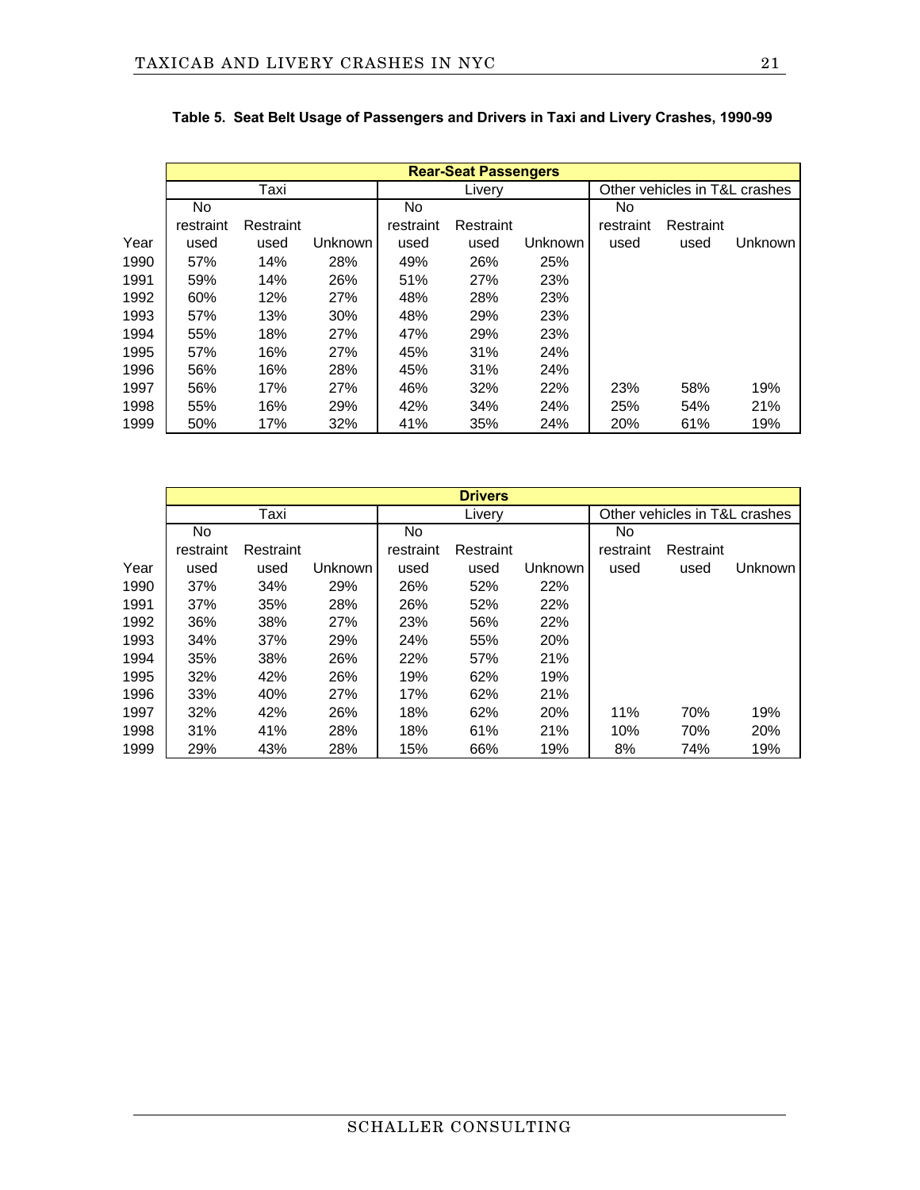**Table 5. Seat Belt Usage of Passengers and Drivers in Taxi and Livery Crashes, 1990-99**

| | Rear-Seat Passengers | | | | | | | | |
|---|---|---|---|---|---|---|---|---|---|
| | Taxi | | | Livery | | | Other vehicles in T&L crashes | | |
| Year | No restraint used | Restraint used | Unknown | No restraint used | Restraint used | Unknown | No restraint used | Restraint used | Unknown |
| 1990 | 57% | 14% | 28% | 49% | 26% | 25% | | | |
| 1991 | 59% | 14% | 26% | 51% | 27% | 23% | | | |
| 1992 | 60% | 12% | 27% | 48% | 28% | 23% | | | |
| 1993 | 57% | 13% | 30% | 48% | 29% | 23% | | | |
| 1994 | 55% | 18% | 27% | 47% | 29% | 23% | | | |
| 1995 | 57% | 16% | 27% | 45% | 31% | 24% | | | |
| 1996 | 56% | 16% | 28% | 45% | 31% | 24% | | | |
| 1997 | 56% | 17% | 27% | 46% | 32% | 22% | 23% | 58% | 19% |
| 1998 | 55% | 16% | 29% | 42% | 34% | 24% | 25% | 54% | 21% |
| 1999 | 50% | 17% | 32% | 41% | 35% | 24% | 20% | 61% | 19% |

| | Drivers | | | | | | | | |
|---|---|---|---|---|---|---|---|---|---|
| | Taxi | | | Livery | | | Other vehicles in T&L crashes | | |
| Year | No restraint used | Restraint used | Unknown | No restraint used | Restraint used | Unknown | No restraint used | Restraint used | Unknown |
| 1990 | 37% | 34% | 29% | 26% | 52% | 22% | | | |
| 1991 | 37% | 35% | 28% | 26% | 52% | 22% | | | |
| 1992 | 36% | 38% | 27% | 23% | 56% | 22% | | | |
| 1993 | 34% | 37% | 29% | 24% | 55% | 20% | | | |
| 1994 | 35% | 38% | 26% | 22% | 57% | 21% | | | |
| 1995 | 32% | 42% | 26% | 19% | 62% | 19% | | | |
| 1996 | 33% | 40% | 27% | 17% | 62% | 21% | | | |
| 1997 | 32% | 42% | 26% | 18% | 62% | 20% | 11% | 70% | 19% |
| 1998 | 31% | 41% | 28% | 18% | 61% | 21% | 10% | 70% | 20% |
| 1999 | 29% | 43% | 28% | 15% | 66% | 19% | 8% | 74% | 19% |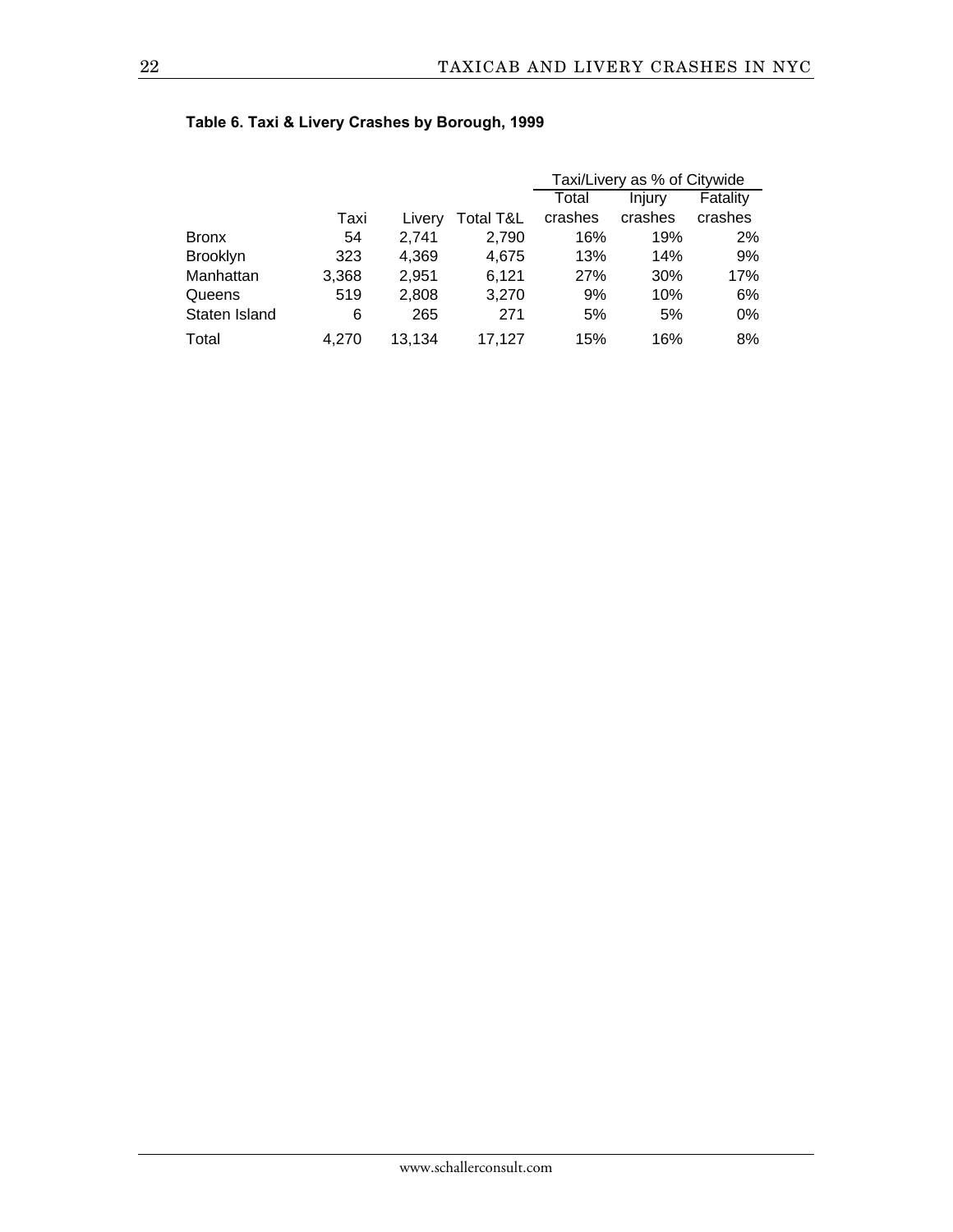**Table 6. Taxi & Livery Crashes by Borough, 1999**

| | | | | Taxi/Livery as % of Citywide | | |
|---|---|---|---|---|---|---|
| | Taxi | Livery | Total T&L | Total crashes | Injury crashes | Fatality crashes |
| Bronx | 54 | 2,741 | 2,790 | 16% | 19% | 2% |
| Brooklyn | 323 | 4,369 | 4,675 | 13% | 14% | 9% |
| Manhattan | 3,368 | 2,951 | 6,121 | 27% | 30% | 17% |
| Queens | 519 | 2,808 | 3,270 | 9% | 10% | 6% |
| Staten Island | 6 | 265 | 271 | 5% | 5% | 0% |
| Total | 4,270 | 13,134 | 17,127 | 15% | 16% | 8% |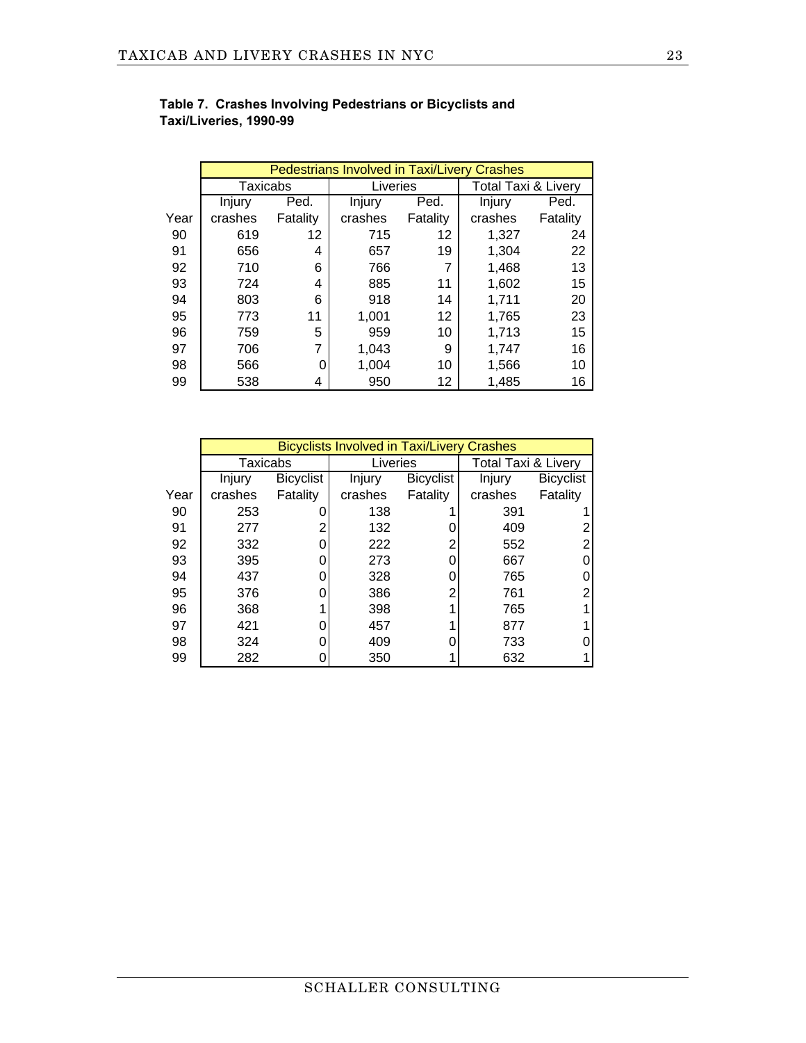**Table 7. Crashes Involving Pedestrians or Bicyclists and Taxi/Liveries, 1990-99**

| | Pedestrians Involved in Taxi/Livery Crashes | | | | | |
|---|---|---|---|---|---|---|
| | Taxicabs | | Liveries | | Total Taxi & Livery | |
| Year | Injury crashes | Ped. Fatality | Injury crashes | Ped. Fatality | Injury crashes | Ped. Fatality |
| 90 | 619 | 12 | 715 | 12 | 1,327 | 24 |
| 91 | 656 | 4 | 657 | 19 | 1,304 | 22 |
| 92 | 710 | 6 | 766 | 7 | 1,468 | 13 |
| 93 | 724 | 4 | 885 | 11 | 1,602 | 15 |
| 94 | 803 | 6 | 918 | 14 | 1,711 | 20 |
| 95 | 773 | 11 | 1,001 | 12 | 1,765 | 23 |
| 96 | 759 | 5 | 959 | 10 | 1,713 | 15 |
| 97 | 706 | 7 | 1,043 | 9 | 1,747 | 16 |
| 98 | 566 | 0 | 1,004 | 10 | 1,566 | 10 |
| 99 | 538 | 4 | 950 | 12 | 1,485 | 16 |

| | Bicyclists Involved in Taxi/Livery Crashes | | | | | |
|---|---|---|---|---|---|---|
| | Taxicabs | | Liveries | | Total Taxi & Livery | |
| Year | Injury crashes | Bicyclist Fatality | Injury crashes | Bicyclist Fatality | Injury crashes | Bicyclist Fatality |
| 90 | 253 | 0 | 138 | 1 | 391 | 1 |
| 91 | 277 | 2 | 132 | 0 | 409 | 2 |
| 92 | 332 | 0 | 222 | 2 | 552 | 2 |
| 93 | 395 | 0 | 273 | 0 | 667 | 0 |
| 94 | 437 | 0 | 328 | 0 | 765 | 0 |
| 95 | 376 | 0 | 386 | 2 | 761 | 2 |
| 96 | 368 | 1 | 398 | 1 | 765 | 1 |
| 97 | 421 | 0 | 457 | 1 | 877 | 1 |
| 98 | 324 | 0 | 409 | 0 | 733 | 0 |
| 99 | 282 | 0 | 350 | 1 | 632 | 1 |